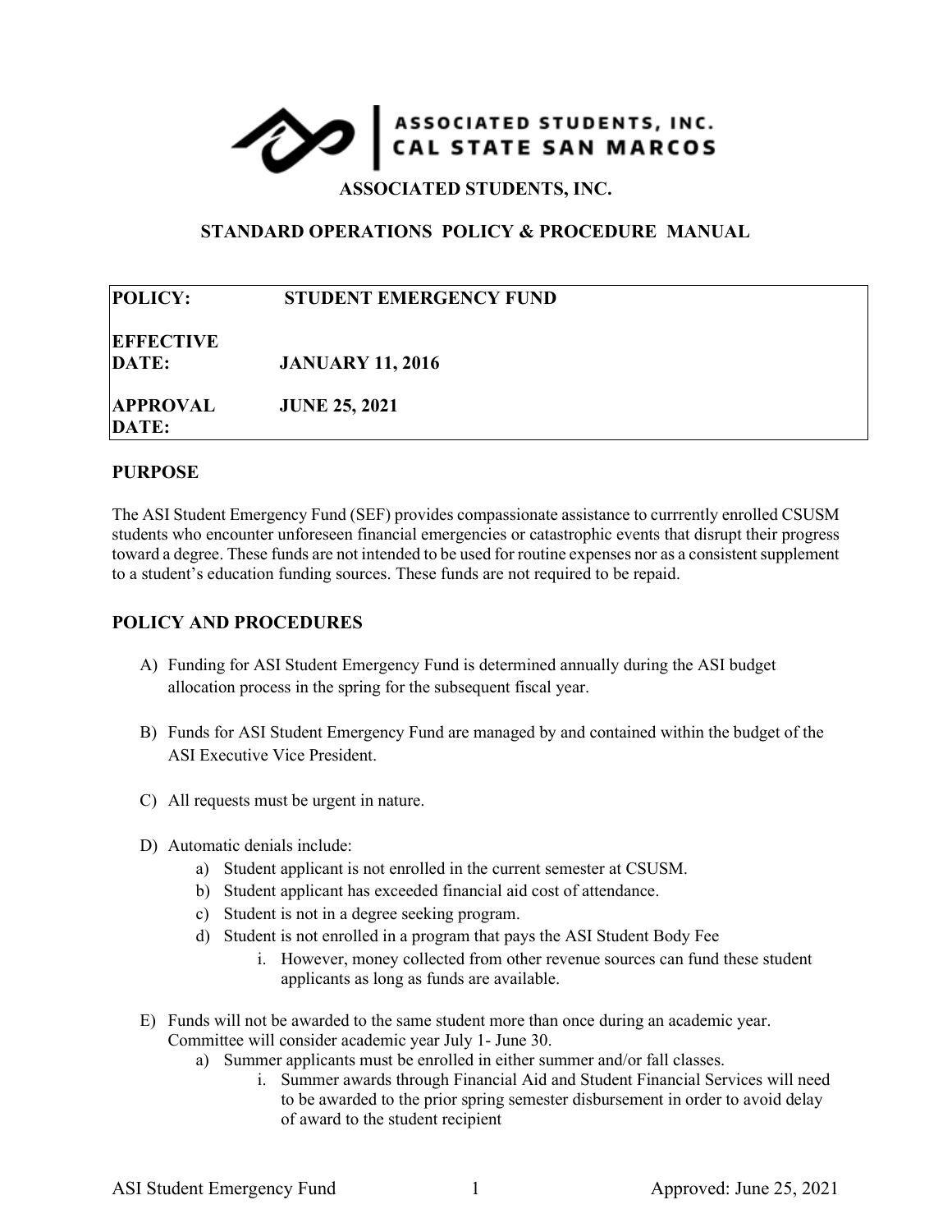ASSOCIATED STUDENTS, INC.
CAL STATE SAN MARCOS

# ASSOCIATED STUDENTS, INC.

## STANDARD OPERATIONS POLICY & PROCEDURE MANUAL

| | |
|---|---|
| **POLICY:** | **STUDENT EMERGENCY FUND** |
| **EFFECTIVE DATE:** | **JANUARY 11, 2016** |
| **APPROVAL DATE:** | **JUNE 25, 2021** |

### PURPOSE

The ASI Student Emergency Fund (SEF) provides compassionate assistance to currrently enrolled CSUSM students who encounter unforeseen financial emergencies or catastrophic events that disrupt their progress toward a degree. These funds are not intended to be used for routine expenses nor as a consistent supplement to a student's education funding sources. These funds are not required to be repaid.

### POLICY AND PROCEDURES

A) Funding for ASI Student Emergency Fund is determined annually during the ASI budget allocation process in the spring for the subsequent fiscal year.

B) Funds for ASI Student Emergency Fund are managed by and contained within the budget of the ASI Executive Vice President.

C) All requests must be urgent in nature.

D) Automatic denials include:
   a) Student applicant is not enrolled in the current semester at CSUSM.
   b) Student applicant has exceeded financial aid cost of attendance.
   c) Student is not in a degree seeking program.
   d) Student is not enrolled in a program that pays the ASI Student Body Fee
      i. However, money collected from other revenue sources can fund these student applicants as long as funds are available.

E) Funds will not be awarded to the same student more than once during an academic year. Committee will consider academic year July 1- June 30.
   a) Summer applicants must be enrolled in either summer and/or fall classes.
      i. Summer awards through Financial Aid and Student Financial Services will need to be awarded to the prior spring semester disbursement in order to avoid delay of award to the student recipient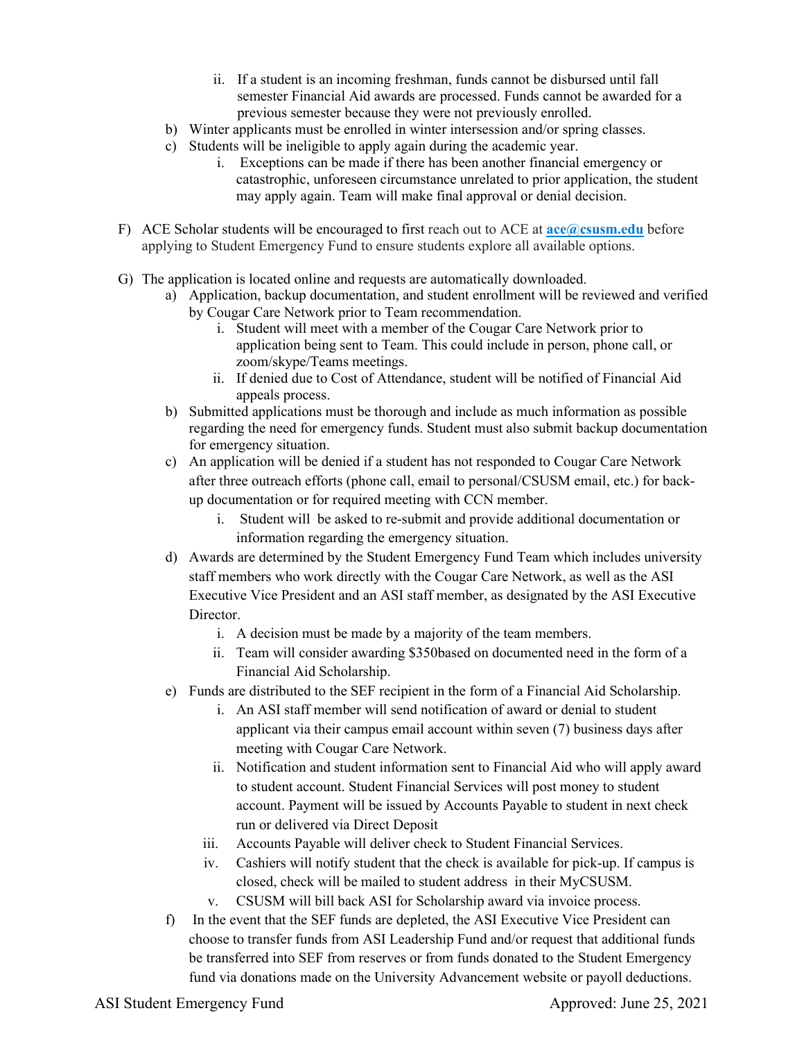ii. If a student is an incoming freshman, funds cannot be disbursed until fall semester Financial Aid awards are processed. Funds cannot be awarded for a previous semester because they were not previously enrolled.

b) Winter applicants must be enrolled in winter intersession and/or spring classes.

c) Students will be ineligible to apply again during the academic year.

   i. Exceptions can be made if there has been another financial emergency or catastrophic, unforeseen circumstance unrelated to prior application, the student may apply again. Team will make final approval or denial decision.

F) ACE Scholar students will be encouraged to first reach out to ACE at **ace@csusm.edu** before applying to Student Emergency Fund to ensure students explore all available options.

G) The application is located online and requests are automatically downloaded.

a) Application, backup documentation, and student enrollment will be reviewed and verified by Cougar Care Network prior to Team recommendation.

   i. Student will meet with a member of the Cougar Care Network prior to application being sent to Team. This could include in person, phone call, or zoom/skype/Teams meetings.

   ii. If denied due to Cost of Attendance, student will be notified of Financial Aid appeals process.

b) Submitted applications must be thorough and include as much information as possible regarding the need for emergency funds. Student must also submit backup documentation for emergency situation.

c) An application will be denied if a student has not responded to Cougar Care Network after three outreach efforts (phone call, email to personal/CSUSM email, etc.) for back-up documentation or for required meeting with CCN member.

   i. Student will be asked to re-submit and provide additional documentation or information regarding the emergency situation.

d) Awards are determined by the Student Emergency Fund Team which includes university staff members who work directly with the Cougar Care Network, as well as the ASI Executive Vice President and an ASI staff member, as designated by the ASI Executive Director.

   i. A decision must be made by a majority of the team members.

   ii. Team will consider awarding $350based on documented need in the form of a Financial Aid Scholarship.

e) Funds are distributed to the SEF recipient in the form of a Financial Aid Scholarship.

   i. An ASI staff member will send notification of award or denial to student applicant via their campus email account within seven (7) business days after meeting with Cougar Care Network.

   ii. Notification and student information sent to Financial Aid who will apply award to student account. Student Financial Services will post money to student account. Payment will be issued by Accounts Payable to student in next check run or delivered via Direct Deposit

   iii. Accounts Payable will deliver check to Student Financial Services.

   iv. Cashiers will notify student that the check is available for pick-up. If campus is closed, check will be mailed to student address in their MyCSUSM.

   v. CSUSM will bill back ASI for Scholarship award via invoice process.

f) In the event that the SEF funds are depleted, the ASI Executive Vice President can choose to transfer funds from ASI Leadership Fund and/or request that additional funds be transferred into SEF from reserves or from funds donated to the Student Emergency fund via donations made on the University Advancement website or payoll deductions.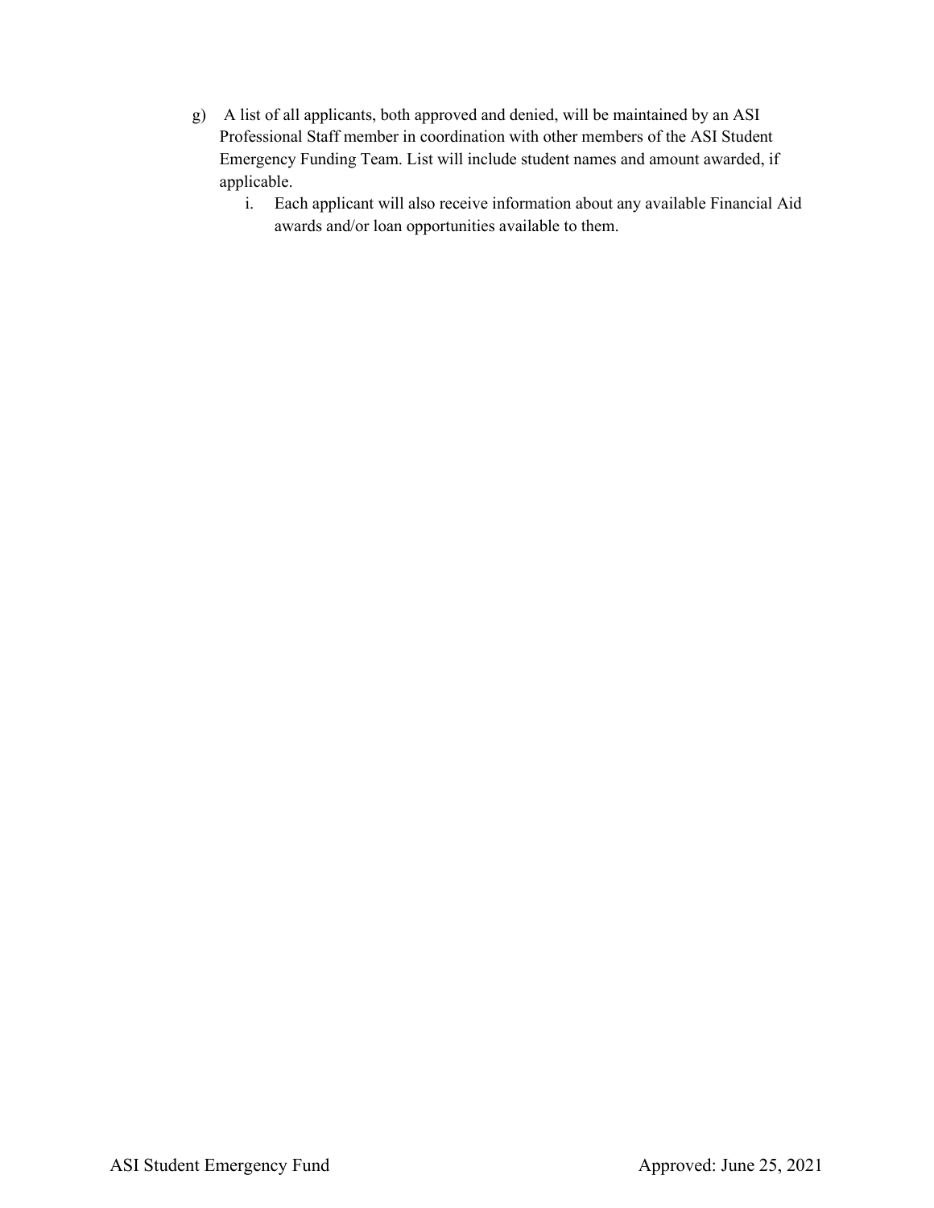g) A list of all applicants, both approved and denied, will be maintained by an ASI Professional Staff member in coordination with other members of the ASI Student Emergency Funding Team. List will include student names and amount awarded, if applicable.

    i. Each applicant will also receive information about any available Financial Aid awards and/or loan opportunities available to them.